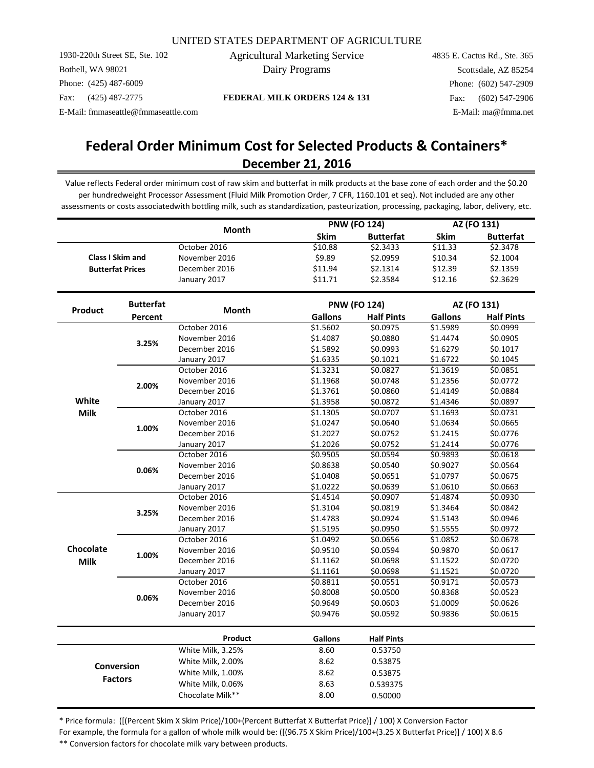UNITED STATES DEPARTMENT OF AGRICULTURE

Agricultural Marketing Service
Dairy Programs

1930-220th Street SE, Ste. 102
Bothell, WA 98021
Phone: (425) 487-6009
Fax: (425) 487-2775
E-Mail: fmmaseattle@fmmaseattle.com

**FEDERAL MILK ORDERS 124 & 131**

4835 E. Cactus Rd., Ste. 365
Scottsdale, AZ 85254
Phone: (602) 547-2909
Fax: (602) 547-2906
E-Mail: ma@fmma.net

# Federal Order Minimum Cost for Selected Products & Containers*

## December 21, 2016

Value reflects Federal order minimum cost of raw skim and butterfat in milk products at the base zone of each order and the $0.20 per hundredweight Processor Assessment (Fluid Milk Promotion Order, 7 CFR, 1160.101 et seq). Not included are any other assessments or costs associatedwith bottling milk, such as standardization, pasteurization, processing, packaging, labor, delivery, etc.

| | Month | PNW (FO 124) | | AZ (FO 131) | |
|---|---|---|---|---|---|
| | | Skim | Butterfat | Skim | Butterfat |
| Class I Skim and Butterfat Prices | October 2016 | $10.88 | $2.3433 | $11.33 | $2.3478 |
| | November 2016 | $9.89 | $2.0959 | $10.34 | $2.1004 |
| | December 2016 | $11.94 | $2.1314 | $12.39 | $2.1359 |
| | January 2017 | $11.71 | $2.3584 | $12.16 | $2.3629 |

| Product | Butterfat Percent | Month | PNW (FO 124) | | AZ (FO 131) | |
|---|---|---|---|---|---|---|
| | | | Gallons | Half Pints | Gallons | Half Pints |
| White Milk | 3.25% | October 2016 | $1.5602 | $0.0975 | $1.5989 | $0.0999 |
| | | November 2016 | $1.4087 | $0.0880 | $1.4474 | $0.0905 |
| | | December 2016 | $1.5892 | $0.0993 | $1.6279 | $0.1017 |
| | | January 2017 | $1.6335 | $0.1021 | $1.6722 | $0.1045 |
| | 2.00% | October 2016 | $1.3231 | $0.0827 | $1.3619 | $0.0851 |
| | | November 2016 | $1.1968 | $0.0748 | $1.2356 | $0.0772 |
| | | December 2016 | $1.3761 | $0.0860 | $1.4149 | $0.0884 |
| | | January 2017 | $1.3958 | $0.0872 | $1.4346 | $0.0897 |
| | 1.00% | October 2016 | $1.1305 | $0.0707 | $1.1693 | $0.0731 |
| | | November 2016 | $1.0247 | $0.0640 | $1.0634 | $0.0665 |
| | | December 2016 | $1.2027 | $0.0752 | $1.2415 | $0.0776 |
| | | January 2017 | $1.2026 | $0.0752 | $1.2414 | $0.0776 |
| | 0.06% | October 2016 | $0.9505 | $0.0594 | $0.9893 | $0.0618 |
| | | November 2016 | $0.8638 | $0.0540 | $0.9027 | $0.0564 |
| | | December 2016 | $1.0408 | $0.0651 | $1.0797 | $0.0675 |
| | | January 2017 | $1.0222 | $0.0639 | $1.0610 | $0.0663 |
| Chocolate Milk | 3.25% | October 2016 | $1.4514 | $0.0907 | $1.4874 | $0.0930 |
| | | November 2016 | $1.3104 | $0.0819 | $1.3464 | $0.0842 |
| | | December 2016 | $1.4783 | $0.0924 | $1.5143 | $0.0946 |
| | | January 2017 | $1.5195 | $0.0950 | $1.5555 | $0.0972 |
| | 1.00% | October 2016 | $1.0492 | $0.0656 | $1.0852 | $0.0678 |
| | | November 2016 | $0.9510 | $0.0594 | $0.9870 | $0.0617 |
| | | December 2016 | $1.1162 | $0.0698 | $1.1522 | $0.0720 |
| | | January 2017 | $1.1161 | $0.0698 | $1.1521 | $0.0720 |
| | 0.06% | October 2016 | $0.8811 | $0.0551 | $0.9171 | $0.0573 |
| | | November 2016 | $0.8008 | $0.0500 | $0.8368 | $0.0523 |
| | | December 2016 | $0.9649 | $0.0603 | $1.0009 | $0.0626 |
| | | January 2017 | $0.9476 | $0.0592 | $0.9836 | $0.0615 |

| | Product | Gallons | Half Pints |
|---|---|---|---|
| Conversion Factors | White Milk, 3.25% | 8.60 | 0.53750 |
| | White Milk, 2.00% | 8.62 | 0.53875 |
| | White Milk, 1.00% | 8.62 | 0.53875 |
| | White Milk, 0.06% | 8.63 | 0.539375 |
| | Chocolate Milk** | 8.00 | 0.50000 |

* Price formula: ([(Percent Skim X Skim Price)/100+(Percent Butterfat X Butterfat Price)] / 100) X Conversion Factor

For example, the formula for a gallon of whole milk would be: ([(96.75 X Skim Price)/100+(3.25 X Butterfat Price)] / 100) X 8.6

** Conversion factors for chocolate milk vary between products.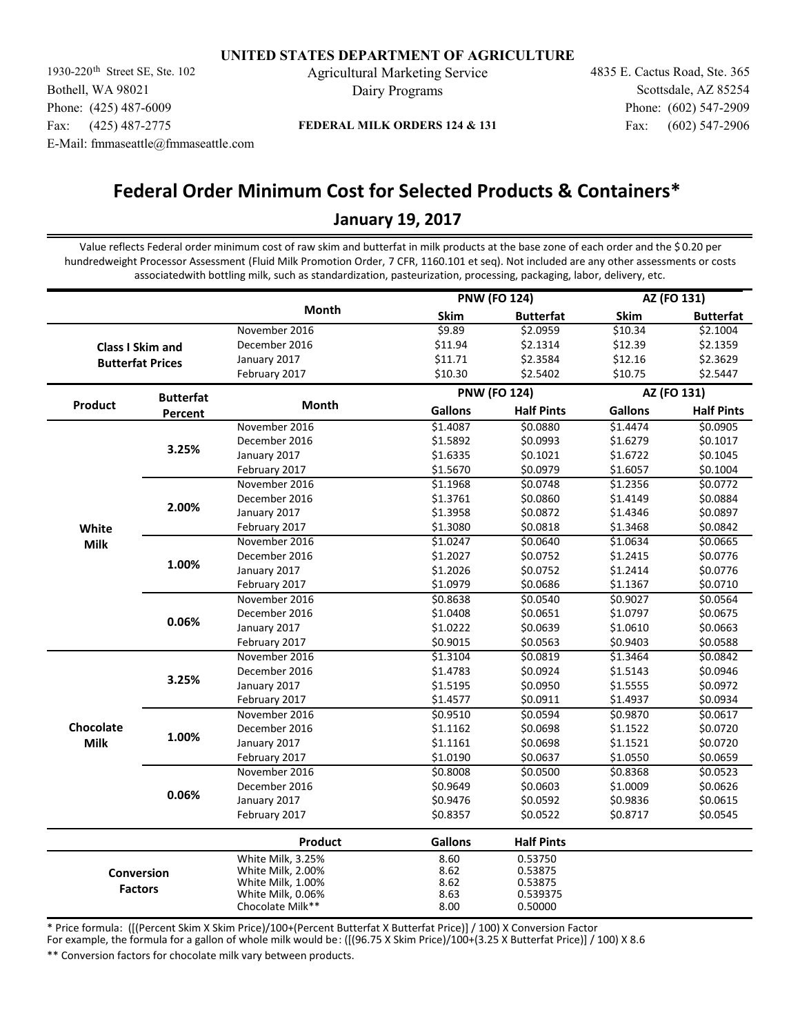**UNITED STATES DEPARTMENT OF AGRICULTURE**

1930-220th Street SE, Ste. 102
Bothell, WA 98021
Phone: (425) 487-6009
Fax: (425) 487-2775
E-Mail: fmmaseattle@fmmaseattle.com

Agricultural Marketing Service
Dairy Programs

**FEDERAL MILK ORDERS 124 & 131**

4835 E. Cactus Road, Ste. 365
Scottsdale, AZ 85254
Phone: (602) 547-2909
Fax: (602) 547-2906

# Federal Order Minimum Cost for Selected Products & Containers*

## January 19, 2017

Value reflects Federal order minimum cost of raw skim and butterfat in milk products at the base zone of each order and the $0.20 per hundredweight Processor Assessment (Fluid Milk Promotion Order, 7 CFR, 1160.101 et seq). Not included are any other assessments or costs associatedwith bottling milk, such as standardization, pasteurization, processing, packaging, labor, delivery, etc.

| | Month | PNW (FO 124) | | AZ (FO 131) | |
|---|---|---|---|---|---|
| | | **Skim** | **Butterfat** | **Skim** | **Butterfat** |
| **Class I Skim and Butterfat Prices** | November 2016 | $9.89 | $2.0959 | $10.34 | $2.1004 |
| | December 2016 | $11.94 | $2.1314 | $12.39 | $2.1359 |
| | January 2017 | $11.71 | $2.3584 | $12.16 | $2.3629 |
| | February 2017 | $10.30 | $2.5402 | $10.75 | $2.5447 |

| Product | Butterfat Percent | Month | PNW (FO 124) | | AZ (FO 131) | |
|---|---|---|---|---|---|---|
| | | | **Gallons** | **Half Pints** | **Gallons** | **Half Pints** |
| **White Milk** | **3.25%** | November 2016 | $1.4087 | $0.0880 | $1.4474 | $0.0905 |
| | | December 2016 | $1.5892 | $0.0993 | $1.6279 | $0.1017 |
| | | January 2017 | $1.6335 | $0.1021 | $1.6722 | $0.1045 |
| | | February 2017 | $1.5670 | $0.0979 | $1.6057 | $0.1004 |
| | **2.00%** | November 2016 | $1.1968 | $0.0748 | $1.2356 | $0.0772 |
| | | December 2016 | $1.3761 | $0.0860 | $1.4149 | $0.0884 |
| | | January 2017 | $1.3958 | $0.0872 | $1.4346 | $0.0897 |
| | | February 2017 | $1.3080 | $0.0818 | $1.3468 | $0.0842 |
| | **1.00%** | November 2016 | $1.0247 | $0.0640 | $1.0634 | $0.0665 |
| | | December 2016 | $1.2027 | $0.0752 | $1.2415 | $0.0776 |
| | | January 2017 | $1.2026 | $0.0752 | $1.2414 | $0.0776 |
| | | February 2017 | $1.0979 | $0.0686 | $1.1367 | $0.0710 |
| | **0.06%** | November 2016 | $0.8638 | $0.0540 | $0.9027 | $0.0564 |
| | | December 2016 | $1.0408 | $0.0651 | $1.0797 | $0.0675 |
| | | January 2017 | $1.0222 | $0.0639 | $1.0610 | $0.0663 |
| | | February 2017 | $0.9015 | $0.0563 | $0.9403 | $0.0588 |
| **Chocolate Milk** | **3.25%** | November 2016 | $1.3104 | $0.0819 | $1.3464 | $0.0842 |
| | | December 2016 | $1.4783 | $0.0924 | $1.5143 | $0.0946 |
| | | January 2017 | $1.5195 | $0.0950 | $1.5555 | $0.0972 |
| | | February 2017 | $1.4577 | $0.0911 | $1.4937 | $0.0934 |
| | **1.00%** | November 2016 | $0.9510 | $0.0594 | $0.9870 | $0.0617 |
| | | December 2016 | $1.1162 | $0.0698 | $1.1522 | $0.0720 |
| | | January 2017 | $1.1161 | $0.0698 | $1.1521 | $0.0720 |
| | | February 2017 | $1.0190 | $0.0637 | $1.0550 | $0.0659 |
| | **0.06%** | November 2016 | $0.8008 | $0.0500 | $0.8368 | $0.0523 |
| | | December 2016 | $0.9649 | $0.0603 | $1.0009 | $0.0626 |
| | | January 2017 | $0.9476 | $0.0592 | $0.9836 | $0.0615 |
| | | February 2017 | $0.8357 | $0.0522 | $0.8717 | $0.0545 |

| | Product | Gallons | Half Pints |
|---|---|---|---|
| **Conversion Factors** | White Milk, 3.25% | 8.60 | 0.53750 |
| | White Milk, 2.00% | 8.62 | 0.53875 |
| | White Milk, 1.00% | 8.62 | 0.53875 |
| | White Milk, 0.06% | 8.63 | 0.539375 |
| | Chocolate Milk** | 8.00 | 0.50000 |

* Price formula: ([(Percent Skim X Skim Price)/100+(Percent Butterfat X Butterfat Price)] / 100) X Conversion Factor
For example, the formula for a gallon of whole milk would be: ([(96.75 X Skim Price)/100+(3.25 X Butterfat Price)] / 100) X 8.6

** Conversion factors for chocolate milk vary between products.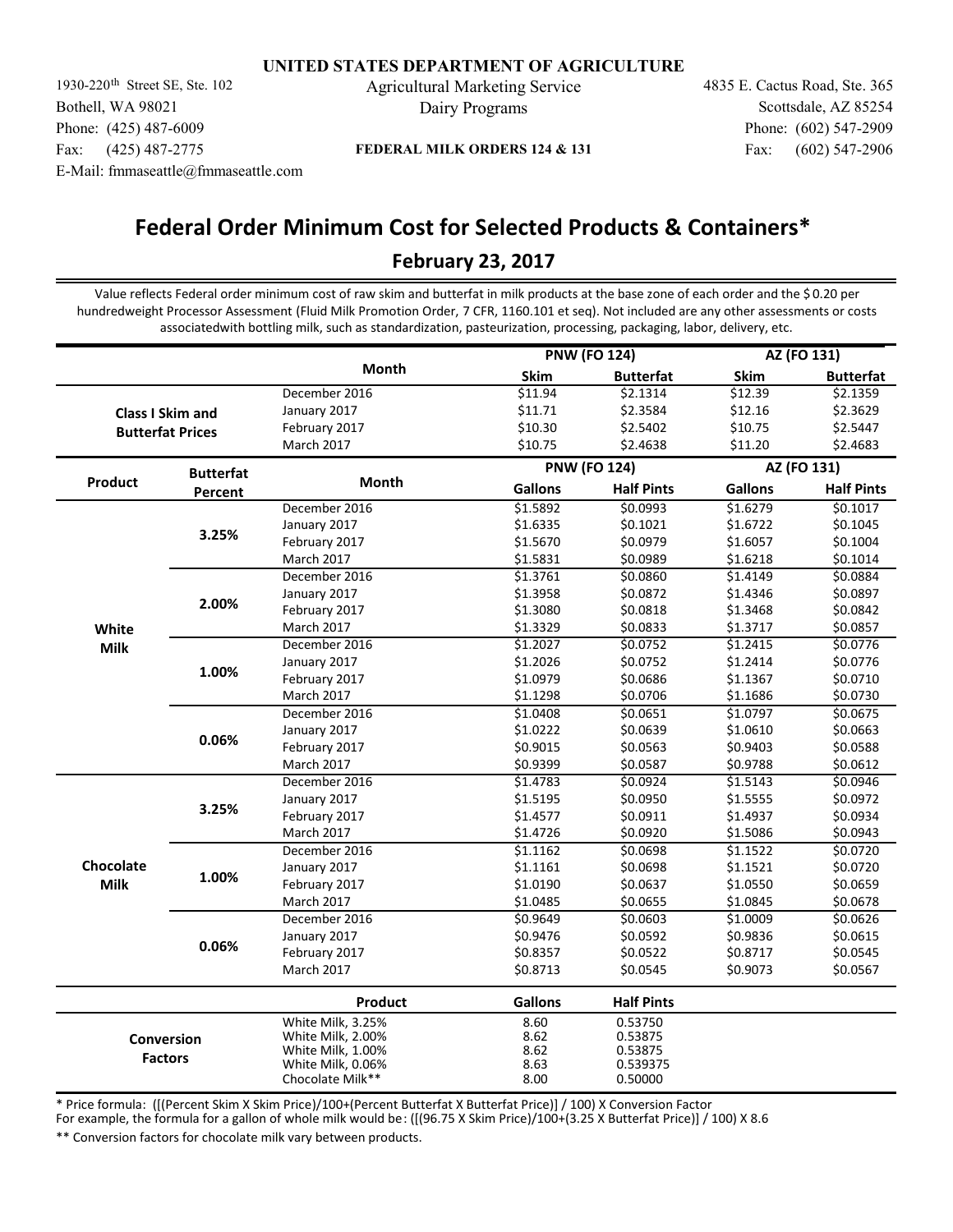**UNITED STATES DEPARTMENT OF AGRICULTURE**

1930-220th Street SE, Ste. 102
Bothell, WA 98021
Phone: (425) 487-6009
Fax: (425) 487-2775
E-Mail: fmmaseattle@fmmaseattle.com

Agricultural Marketing Service
Dairy Programs

**FEDERAL MILK ORDERS 124 & 131**

4835 E. Cactus Road, Ste. 365
Scottsdale, AZ 85254
Phone: (602) 547-2909
Fax: (602) 547-2906

# Federal Order Minimum Cost for Selected Products & Containers*

## February 23, 2017

Value reflects Federal order minimum cost of raw skim and butterfat in milk products at the base zone of each order and the $0.20 per hundredweight Processor Assessment (Fluid Milk Promotion Order, 7 CFR, 1160.101 et seq). Not included are any other assessments or costs associatedwith bottling milk, such as standardization, pasteurization, processing, packaging, labor, delivery, etc.

| | | Month | PNW (FO 124) | | AZ (FO 131) | |
|---|---|---|---|---|---|---|
| | | | **Skim** | **Butterfat** | **Skim** | **Butterfat** |
| **Class I Skim and Butterfat Prices** | | December 2016 | $11.94 | $2.1314 | $12.39 | $2.1359 |
| | | January 2017 | $11.71 | $2.3584 | $12.16 | $2.3629 |
| | | February 2017 | $10.30 | $2.5402 | $10.75 | $2.5447 |
| | | March 2017 | $10.75 | $2.4638 | $11.20 | $2.4683 |

| Product | Butterfat Percent | Month | PNW (FO 124) | | AZ (FO 131) | |
|---|---|---|---|---|---|---|
| | | | **Gallons** | **Half Pints** | **Gallons** | **Half Pints** |
| **White Milk** | **3.25%** | December 2016 | $1.5892 | $0.0993 | $1.6279 | $0.1017 |
| | | January 2017 | $1.6335 | $0.1021 | $1.6722 | $0.1045 |
| | | February 2017 | $1.5670 | $0.0979 | $1.6057 | $0.1004 |
| | | March 2017 | $1.5831 | $0.0989 | $1.6218 | $0.1014 |
| | **2.00%** | December 2016 | $1.3761 | $0.0860 | $1.4149 | $0.0884 |
| | | January 2017 | $1.3958 | $0.0872 | $1.4346 | $0.0897 |
| | | February 2017 | $1.3080 | $0.0818 | $1.3468 | $0.0842 |
| | | March 2017 | $1.3329 | $0.0833 | $1.3717 | $0.0857 |
| | **1.00%** | December 2016 | $1.2027 | $0.0752 | $1.2415 | $0.0776 |
| | | January 2017 | $1.2026 | $0.0752 | $1.2414 | $0.0776 |
| | | February 2017 | $1.0979 | $0.0686 | $1.1367 | $0.0710 |
| | | March 2017 | $1.1298 | $0.0706 | $1.1686 | $0.0730 |
| | **0.06%** | December 2016 | $1.0408 | $0.0651 | $1.0797 | $0.0675 |
| | | January 2017 | $1.0222 | $0.0639 | $1.0610 | $0.0663 |
| | | February 2017 | $0.9015 | $0.0563 | $0.9403 | $0.0588 |
| | | March 2017 | $0.9399 | $0.0587 | $0.9788 | $0.0612 |
| **Chocolate Milk** | **3.25%** | December 2016 | $1.4783 | $0.0924 | $1.5143 | $0.0946 |
| | | January 2017 | $1.5195 | $0.0950 | $1.5555 | $0.0972 |
| | | February 2017 | $1.4577 | $0.0911 | $1.4937 | $0.0934 |
| | | March 2017 | $1.4726 | $0.0920 | $1.5086 | $0.0943 |
| | **1.00%** | December 2016 | $1.1162 | $0.0698 | $1.1522 | $0.0720 |
| | | January 2017 | $1.1161 | $0.0698 | $1.1521 | $0.0720 |
| | | February 2017 | $1.0190 | $0.0637 | $1.0550 | $0.0659 |
| | | March 2017 | $1.0485 | $0.0655 | $1.0845 | $0.0678 |
| | **0.06%** | December 2016 | $0.9649 | $0.0603 | $1.0009 | $0.0626 |
| | | January 2017 | $0.9476 | $0.0592 | $0.9836 | $0.0615 |
| | | February 2017 | $0.8357 | $0.0522 | $0.8717 | $0.0545 |
| | | March 2017 | $0.8713 | $0.0545 | $0.9073 | $0.0567 |

| | Product | Gallons | Half Pints |
|---|---|---|---|
| **Conversion Factors** | White Milk, 3.25% | 8.60 | 0.53750 |
| | White Milk, 2.00% | 8.62 | 0.53875 |
| | White Milk, 1.00% | 8.62 | 0.53875 |
| | White Milk, 0.06% | 8.63 | 0.539375 |
| | Chocolate Milk** | 8.00 | 0.50000 |

\* Price formula: ([(Percent Skim X Skim Price)/100+(Percent Butterfat X Butterfat Price)] / 100) X Conversion Factor
For example, the formula for a gallon of whole milk would be: ([(96.75 X Skim Price)/100+(3.25 X Butterfat Price)] / 100) X 8.6

** Conversion factors for chocolate milk vary between products.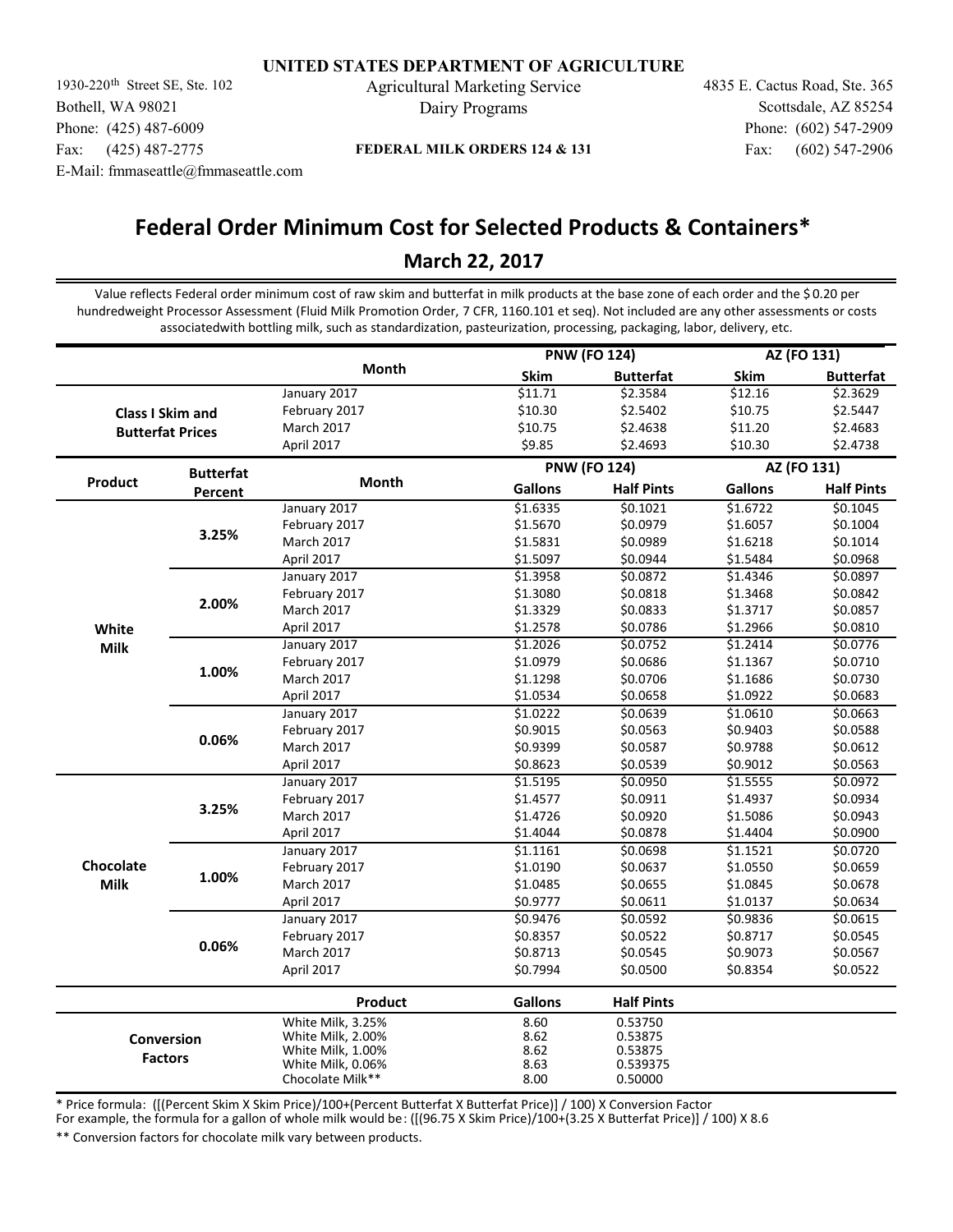**UNITED STATES DEPARTMENT OF AGRICULTURE**

1930-220th Street SE, Ste. 102
Bothell, WA 98021
Phone: (425) 487-6009
Fax: (425) 487-2775
E-Mail: fmmaseattle@fmmaseattle.com

Agricultural Marketing Service
Dairy Programs

**FEDERAL MILK ORDERS 124 & 131**

4835 E. Cactus Road, Ste. 365
Scottsdale, AZ 85254
Phone: (602) 547-2909
Fax: (602) 547-2906

# Federal Order Minimum Cost for Selected Products & Containers*

## March 22, 2017

Value reflects Federal order minimum cost of raw skim and butterfat in milk products at the base zone of each order and the $0.20 per hundredweight Processor Assessment (Fluid Milk Promotion Order, 7 CFR, 1160.101 et seq). Not included are any other assessments or costs associatedwith bottling milk, such as standardization, pasteurization, processing, packaging, labor, delivery, etc.

| | | Month | PNW (FO 124) | | AZ (FO 131) | |
|---|---|---|---|---|---|---|
| | | | Skim | Butterfat | Skim | Butterfat |
| Class I Skim and Butterfat Prices | | January 2017 | $11.71 | $2.3584 | $12.16 | $2.3629 |
| | | February 2017 | $10.30 | $2.5402 | $10.75 | $2.5447 |
| | | March 2017 | $10.75 | $2.4638 | $11.20 | $2.4683 |
| | | April 2017 | $9.85 | $2.4693 | $10.30 | $2.4738 |
| **Product** | **Butterfat Percent** | **Month** | **PNW (FO 124)** | | **AZ (FO 131)** | |
| | | | **Gallons** | **Half Pints** | **Gallons** | **Half Pints** |
| White Milk | 3.25% | January 2017 | $1.6335 | $0.1021 | $1.6722 | $0.1045 |
| | | February 2017 | $1.5670 | $0.0979 | $1.6057 | $0.1004 |
| | | March 2017 | $1.5831 | $0.0989 | $1.6218 | $0.1014 |
| | | April 2017 | $1.5097 | $0.0944 | $1.5484 | $0.0968 |
| | 2.00% | January 2017 | $1.3958 | $0.0872 | $1.4346 | $0.0897 |
| | | February 2017 | $1.3080 | $0.0818 | $1.3468 | $0.0842 |
| | | March 2017 | $1.3329 | $0.0833 | $1.3717 | $0.0857 |
| | | April 2017 | $1.2578 | $0.0786 | $1.2966 | $0.0810 |
| | 1.00% | January 2017 | $1.2026 | $0.0752 | $1.2414 | $0.0776 |
| | | February 2017 | $1.0979 | $0.0686 | $1.1367 | $0.0710 |
| | | March 2017 | $1.1298 | $0.0706 | $1.1686 | $0.0730 |
| | | April 2017 | $1.0534 | $0.0658 | $1.0922 | $0.0683 |
| | 0.06% | January 2017 | $1.0222 | $0.0639 | $1.0610 | $0.0663 |
| | | February 2017 | $0.9015 | $0.0563 | $0.9403 | $0.0588 |
| | | March 2017 | $0.9399 | $0.0587 | $0.9788 | $0.0612 |
| | | April 2017 | $0.8623 | $0.0539 | $0.9012 | $0.0563 |
| Chocolate Milk | 3.25% | January 2017 | $1.5195 | $0.0950 | $1.5555 | $0.0972 |
| | | February 2017 | $1.4577 | $0.0911 | $1.4937 | $0.0934 |
| | | March 2017 | $1.4726 | $0.0920 | $1.5086 | $0.0943 |
| | | April 2017 | $1.4044 | $0.0878 | $1.4404 | $0.0900 |
| | 1.00% | January 2017 | $1.1161 | $0.0698 | $1.1521 | $0.0720 |
| | | February 2017 | $1.0190 | $0.0637 | $1.0550 | $0.0659 |
| | | March 2017 | $1.0485 | $0.0655 | $1.0845 | $0.0678 |
| | | April 2017 | $0.9777 | $0.0611 | $1.0137 | $0.0634 |
| | 0.06% | January 2017 | $0.9476 | $0.0592 | $0.9836 | $0.0615 |
| | | February 2017 | $0.8357 | $0.0522 | $0.8717 | $0.0545 |
| | | March 2017 | $0.8713 | $0.0545 | $0.9073 | $0.0567 |
| | | April 2017 | $0.7994 | $0.0500 | $0.8354 | $0.0522 |
| | | **Product** | **Gallons** | **Half Pints** | | |
| Conversion Factors | | White Milk, 3.25% | 8.60 | 0.53750 | | |
| | | White Milk, 2.00% | 8.62 | 0.53875 | | |
| | | White Milk, 1.00% | 8.62 | 0.53875 | | |
| | | White Milk, 0.06% | 8.63 | 0.539375 | | |
| | | Chocolate Milk** | 8.00 | 0.50000 | | |

* Price formula: ([(Percent Skim X Skim Price)/100+(Percent Butterfat X Butterfat Price)] / 100) X Conversion Factor
For example, the formula for a gallon of whole milk would be: ([(96.75 X Skim Price)/100+(3.25 X Butterfat Price)] / 100) X 8.6

** Conversion factors for chocolate milk vary between products.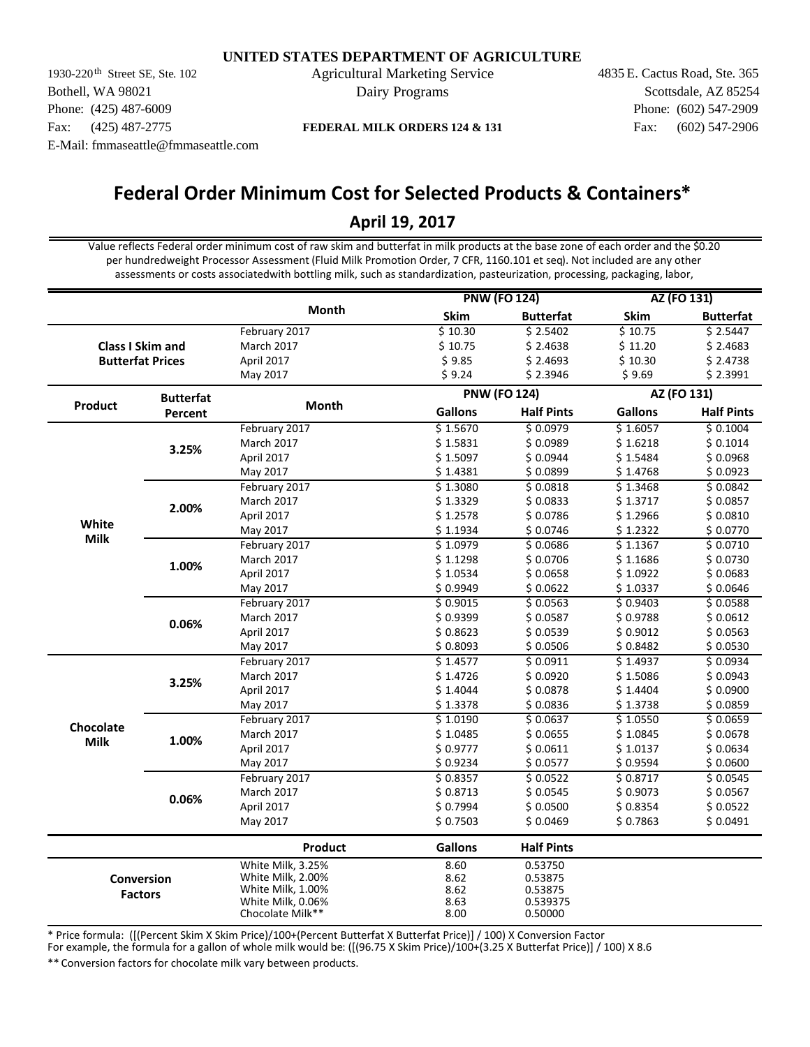**UNITED STATES DEPARTMENT OF AGRICULTURE**

Agricultural Marketing Service
Dairy Programs

**FEDERAL MILK ORDERS 124 & 131**

1930-220th Street SE, Ste. 102
Bothell, WA 98021
Phone: (425) 487-6009
Fax: (425) 487-2775
E-Mail: fmmaseattle@fmmaseattle.com

4835 E. Cactus Road, Ste. 365
Scottsdale, AZ 85254
Phone: (602) 547-2909
Fax: (602) 547-2906

# Federal Order Minimum Cost for Selected Products & Containers*

## April 19, 2017

Value reflects Federal order minimum cost of raw skim and butterfat in milk products at the base zone of each order and the $0.20 per hundredweight Processor Assessment (Fluid Milk Promotion Order, 7 CFR, 1160.101 et seq). Not included are any other assessments or costs associatedwith bottling milk, such as standardization, pasteurization, processing, packaging, labor,

| | Month | PNW (FO 124) | | AZ (FO 131) | |
|---|---|---|---|---|---|
| | | Skim | Butterfat | Skim | Butterfat |
| Class I Skim and Butterfat Prices | February 2017 | $ 10.30 | $ 2.5402 | $ 10.75 | $ 2.5447 |
| | March 2017 | $ 10.75 | $ 2.4638 | $ 11.20 | $ 2.4683 |
| | April 2017 | $ 9.85 | $ 2.4693 | $ 10.30 | $ 2.4738 |
| | May 2017 | $ 9.24 | $ 2.3946 | $ 9.69 | $ 2.3991 |

| Product | Butterfat Percent | Month | PNW (FO 124) | | AZ (FO 131) | |
|---|---|---|---|---|---|---|
| | | | Gallons | Half Pints | Gallons | Half Pints |
| White Milk | 3.25% | February 2017 | $ 1.5670 | $ 0.0979 | $ 1.6057 | $ 0.1004 |
| | | March 2017 | $ 1.5831 | $ 0.0989 | $ 1.6218 | $ 0.1014 |
| | | April 2017 | $ 1.5097 | $ 0.0944 | $ 1.5484 | $ 0.0968 |
| | | May 2017 | $ 1.4381 | $ 0.0899 | $ 1.4768 | $ 0.0923 |
| | 2.00% | February 2017 | $ 1.3080 | $ 0.0818 | $ 1.3468 | $ 0.0842 |
| | | March 2017 | $ 1.3329 | $ 0.0833 | $ 1.3717 | $ 0.0857 |
| | | April 2017 | $ 1.2578 | $ 0.0786 | $ 1.2966 | $ 0.0810 |
| | | May 2017 | $ 1.1934 | $ 0.0746 | $ 1.2322 | $ 0.0770 |
| | 1.00% | February 2017 | $ 1.0979 | $ 0.0686 | $ 1.1367 | $ 0.0710 |
| | | March 2017 | $ 1.1298 | $ 0.0706 | $ 1.1686 | $ 0.0730 |
| | | April 2017 | $ 1.0534 | $ 0.0658 | $ 1.0922 | $ 0.0683 |
| | | May 2017 | $ 0.9949 | $ 0.0622 | $ 1.0337 | $ 0.0646 |
| | 0.06% | February 2017 | $ 0.9015 | $ 0.0563 | $ 0.9403 | $ 0.0588 |
| | | March 2017 | $ 0.9399 | $ 0.0587 | $ 0.9788 | $ 0.0612 |
| | | April 2017 | $ 0.8623 | $ 0.0539 | $ 0.9012 | $ 0.0563 |
| | | May 2017 | $ 0.8093 | $ 0.0506 | $ 0.8482 | $ 0.0530 |
| Chocolate Milk | 3.25% | February 2017 | $ 1.4577 | $ 0.0911 | $ 1.4937 | $ 0.0934 |
| | | March 2017 | $ 1.4726 | $ 0.0920 | $ 1.5086 | $ 0.0943 |
| | | April 2017 | $ 1.4044 | $ 0.0878 | $ 1.4404 | $ 0.0900 |
| | | May 2017 | $ 1.3378 | $ 0.0836 | $ 1.3738 | $ 0.0859 |
| | 1.00% | February 2017 | $ 1.0190 | $ 0.0637 | $ 1.0550 | $ 0.0659 |
| | | March 2017 | $ 1.0485 | $ 0.0655 | $ 1.0845 | $ 0.0678 |
| | | April 2017 | $ 0.9777 | $ 0.0611 | $ 1.0137 | $ 0.0634 |
| | | May 2017 | $ 0.9234 | $ 0.0577 | $ 0.9594 | $ 0.0600 |
| | 0.06% | February 2017 | $ 0.8357 | $ 0.0522 | $ 0.8717 | $ 0.0545 |
| | | March 2017 | $ 0.8713 | $ 0.0545 | $ 0.9073 | $ 0.0567 |
| | | April 2017 | $ 0.7994 | $ 0.0500 | $ 0.8354 | $ 0.0522 |
| | | May 2017 | $ 0.7503 | $ 0.0469 | $ 0.7863 | $ 0.0491 |

| | Product | Gallons | Half Pints |
|---|---|---|---|
| Conversion Factors | White Milk, 3.25% | 8.60 | 0.53750 |
| | White Milk, 2.00% | 8.62 | 0.53875 |
| | White Milk, 1.00% | 8.62 | 0.53875 |
| | White Milk, 0.06% | 8.63 | 0.539375 |
| | Chocolate Milk** | 8.00 | 0.50000 |

* Price formula: ([(Percent Skim X Skim Price)/100+(Percent Butterfat X Butterfat Price)] / 100) X Conversion Factor
For example, the formula for a gallon of whole milk would be: ([(96.75 X Skim Price)/100+(3.25 X Butterfat Price)] / 100) X 8.6

** Conversion factors for chocolate milk vary between products.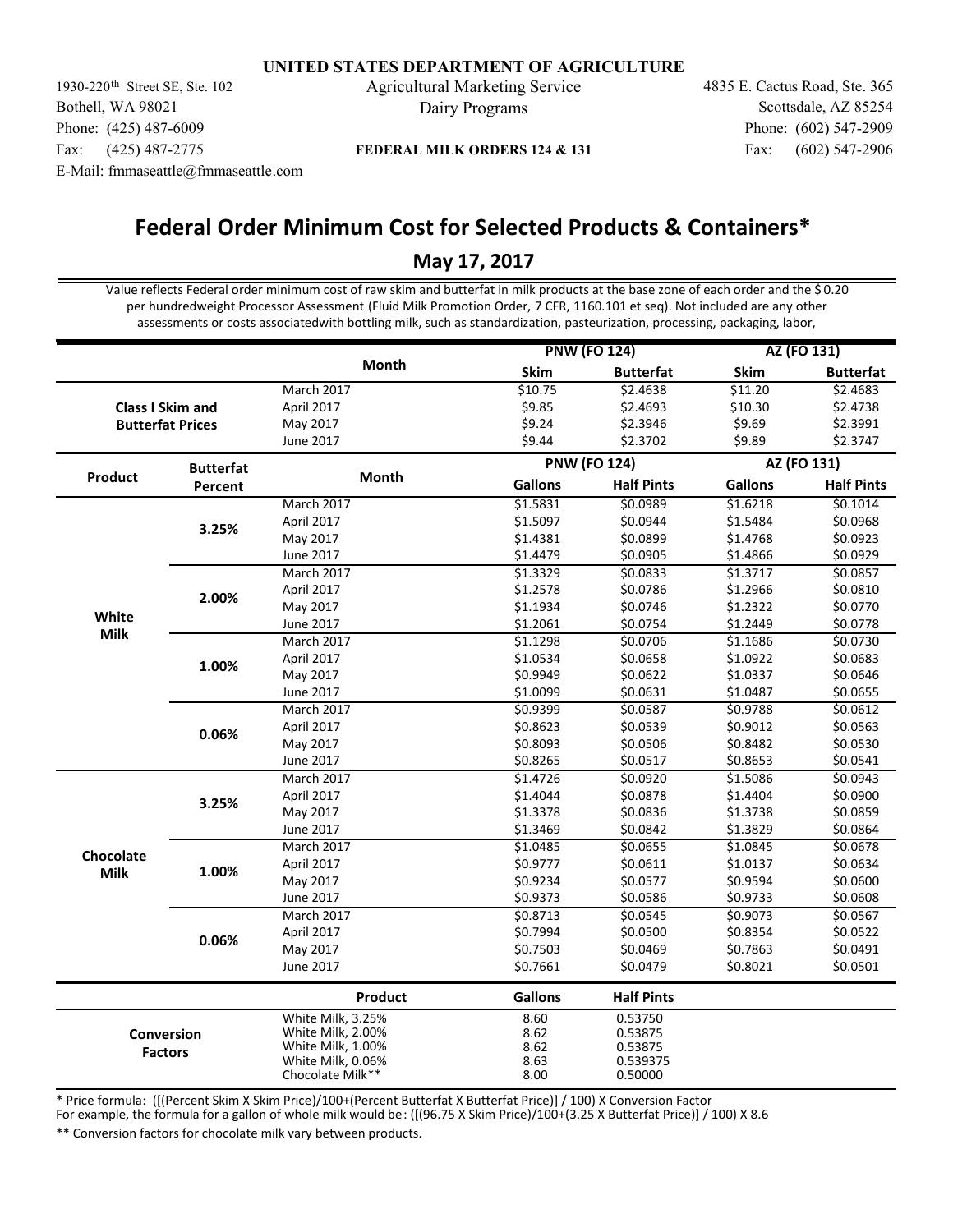UNITED STATES DEPARTMENT OF AGRICULTURE

1930-220th Street SE, Ste. 102
Bothell, WA 98021
Phone: (425) 487-6009
Fax: (425) 487-2775
E-Mail: fmmaseattle@fmmaseattle.com

Agricultural Marketing Service
Dairy Programs

**FEDERAL MILK ORDERS 124 & 131**

4835 E. Cactus Road, Ste. 365
Scottsdale, AZ 85254
Phone: (602) 547-2909
Fax: (602) 547-2906

# Federal Order Minimum Cost for Selected Products & Containers*

## May 17, 2017

Value reflects Federal order minimum cost of raw skim and butterfat in milk products at the base zone of each order and the $0.20 per hundredweight Processor Assessment (Fluid Milk Promotion Order, 7 CFR, 1160.101 et seq). Not included are any other assessments or costs associatedwith bottling milk, such as standardization, pasteurization, processing, packaging, labor,

| | | Month | PNW (FO 124) | | AZ (FO 131) | |
|---|---|---|---|---|---|---|
| | | | **Skim** | **Butterfat** | **Skim** | **Butterfat** |
| **Class I Skim and Butterfat Prices** | | March 2017 | $10.75 | $2.4638 | $11.20 | $2.4683 |
| | | April 2017 | $9.85 | $2.4693 | $10.30 | $2.4738 |
| | | May 2017 | $9.24 | $2.3946 | $9.69 | $2.3991 |
| | | June 2017 | $9.44 | $2.3702 | $9.89 | $2.3747 |
| **Product** | **Butterfat Percent** | **Month** | **PNW (FO 124)** | | **AZ (FO 131)** | |
| | | | **Gallons** | **Half Pints** | **Gallons** | **Half Pints** |
| **White Milk** | **3.25%** | March 2017 | $1.5831 | $0.0989 | $1.6218 | $0.1014 |
| | | April 2017 | $1.5097 | $0.0944 | $1.5484 | $0.0968 |
| | | May 2017 | $1.4381 | $0.0899 | $1.4768 | $0.0923 |
| | | June 2017 | $1.4479 | $0.0905 | $1.4866 | $0.0929 |
| | **2.00%** | March 2017 | $1.3329 | $0.0833 | $1.3717 | $0.0857 |
| | | April 2017 | $1.2578 | $0.0786 | $1.2966 | $0.0810 |
| | | May 2017 | $1.1934 | $0.0746 | $1.2322 | $0.0770 |
| | | June 2017 | $1.2061 | $0.0754 | $1.2449 | $0.0778 |
| | **1.00%** | March 2017 | $1.1298 | $0.0706 | $1.1686 | $0.0730 |
| | | April 2017 | $1.0534 | $0.0658 | $1.0922 | $0.0683 |
| | | May 2017 | $0.9949 | $0.0622 | $1.0337 | $0.0646 |
| | | June 2017 | $1.0099 | $0.0631 | $1.0487 | $0.0655 |
| | **0.06%** | March 2017 | $0.9399 | $0.0587 | $0.9788 | $0.0612 |
| | | April 2017 | $0.8623 | $0.0539 | $0.9012 | $0.0563 |
| | | May 2017 | $0.8093 | $0.0506 | $0.8482 | $0.0530 |
| | | June 2017 | $0.8265 | $0.0517 | $0.8653 | $0.0541 |
| **Chocolate Milk** | **3.25%** | March 2017 | $1.4726 | $0.0920 | $1.5086 | $0.0943 |
| | | April 2017 | $1.4044 | $0.0878 | $1.4404 | $0.0900 |
| | | May 2017 | $1.3378 | $0.0836 | $1.3738 | $0.0859 |
| | | June 2017 | $1.3469 | $0.0842 | $1.3829 | $0.0864 |
| | **1.00%** | March 2017 | $1.0485 | $0.0655 | $1.0845 | $0.0678 |
| | | April 2017 | $0.9777 | $0.0611 | $1.0137 | $0.0634 |
| | | May 2017 | $0.9234 | $0.0577 | $0.9594 | $0.0600 |
| | | June 2017 | $0.9373 | $0.0586 | $0.9733 | $0.0608 |
| | **0.06%** | March 2017 | $0.8713 | $0.0545 | $0.9073 | $0.0567 |
| | | April 2017 | $0.7994 | $0.0500 | $0.8354 | $0.0522 |
| | | May 2017 | $0.7503 | $0.0469 | $0.7863 | $0.0491 |
| | | June 2017 | $0.7661 | $0.0479 | $0.8021 | $0.0501 |
| | | **Product** | **Gallons** | **Half Pints** | | |
| **Conversion Factors** | | White Milk, 3.25% | 8.60 | 0.53750 | | |
| | | White Milk, 2.00% | 8.62 | 0.53875 | | |
| | | White Milk, 1.00% | 8.62 | 0.53875 | | |
| | | White Milk, 0.06% | 8.63 | 0.539375 | | |
| | | Chocolate Milk** | 8.00 | 0.50000 | | |

* Price formula: ([(Percent Skim X Skim Price)/100+(Percent Butterfat X Butterfat Price)] / 100) X Conversion Factor
For example, the formula for a gallon of whole milk would be: ([(96.75 X Skim Price)/100+(3.25 X Butterfat Price)] / 100) X 8.6

** Conversion factors for chocolate milk vary between products.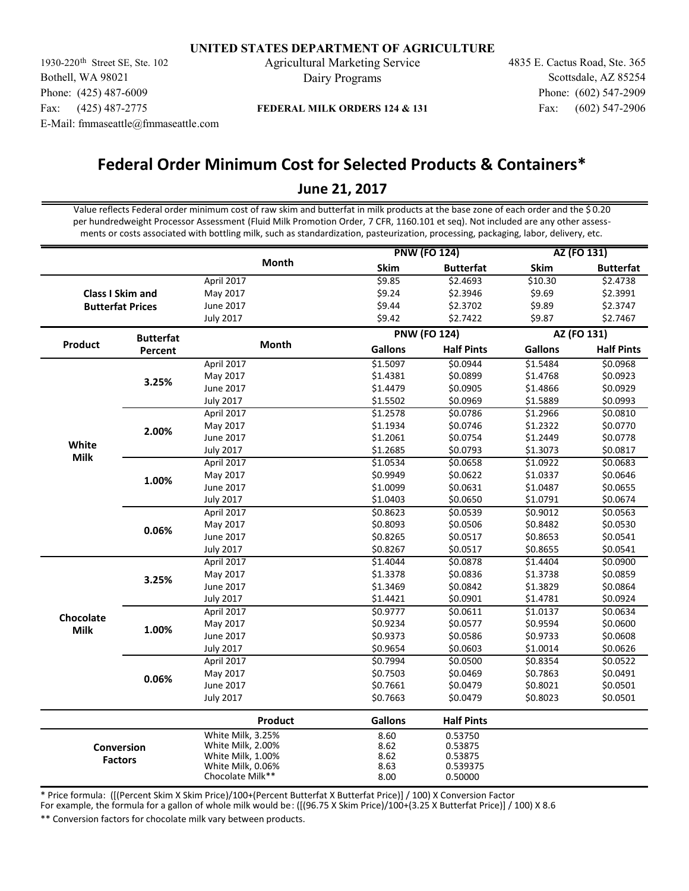**UNITED STATES DEPARTMENT OF AGRICULTURE**

Agricultural Marketing Service
Dairy Programs

1930-220th Street SE, Ste. 102
Bothell, WA 98021
Phone: (425) 487-6009
Fax: (425) 487-2775
E-Mail: fmmaseattle@fmmaseattle.com

**FEDERAL MILK ORDERS 124 & 131**

4835 E. Cactus Road, Ste. 365
Scottsdale, AZ 85254
Phone: (602) 547-2909
Fax: (602) 547-2906

# Federal Order Minimum Cost for Selected Products & Containers*

## June 21, 2017

Value reflects Federal order minimum cost of raw skim and butterfat in milk products at the base zone of each order and the $0.20 per hundredweight Processor Assessment (Fluid Milk Promotion Order, 7 CFR, 1160.101 et seq). Not included are any other assessments or costs associated with bottling milk, such as standardization, pasteurization, processing, packaging, labor, delivery, etc.

| | Month | PNW (FO 124) | | AZ (FO 131) | |
|---|---|---|---|---|---|
| | | Skim | Butterfat | Skim | Butterfat |
| Class I Skim and Butterfat Prices | April 2017 | $9.85 | $2.4693 | $10.30 | $2.4738 |
| | May 2017 | $9.24 | $2.3946 | $9.69 | $2.3991 |
| | June 2017 | $9.44 | $2.3702 | $9.89 | $2.3747 |
| | July 2017 | $9.42 | $2.7422 | $9.87 | $2.7467 |

| Product | Butterfat Percent | Month | PNW (FO 124) | | AZ (FO 131) | |
|---|---|---|---|---|---|---|
| | | | Gallons | Half Pints | Gallons | Half Pints |
| White Milk | 3.25% | April 2017 | $1.5097 | $0.0944 | $1.5484 | $0.0968 |
| | | May 2017 | $1.4381 | $0.0899 | $1.4768 | $0.0923 |
| | | June 2017 | $1.4479 | $0.0905 | $1.4866 | $0.0929 |
| | | July 2017 | $1.5502 | $0.0969 | $1.5889 | $0.0993 |
| | 2.00% | April 2017 | $1.2578 | $0.0786 | $1.2966 | $0.0810 |
| | | May 2017 | $1.1934 | $0.0746 | $1.2322 | $0.0770 |
| | | June 2017 | $1.2061 | $0.0754 | $1.2449 | $0.0778 |
| | | July 2017 | $1.2685 | $0.0793 | $1.3073 | $0.0817 |
| | 1.00% | April 2017 | $1.0534 | $0.0658 | $1.0922 | $0.0683 |
| | | May 2017 | $0.9949 | $0.0622 | $1.0337 | $0.0646 |
| | | June 2017 | $1.0099 | $0.0631 | $1.0487 | $0.0655 |
| | | July 2017 | $1.0403 | $0.0650 | $1.0791 | $0.0674 |
| | 0.06% | April 2017 | $0.8623 | $0.0539 | $0.9012 | $0.0563 |
| | | May 2017 | $0.8093 | $0.0506 | $0.8482 | $0.0530 |
| | | June 2017 | $0.8265 | $0.0517 | $0.8653 | $0.0541 |
| | | July 2017 | $0.8267 | $0.0517 | $0.8655 | $0.0541 |
| Chocolate Milk | 3.25% | April 2017 | $1.4044 | $0.0878 | $1.4404 | $0.0900 |
| | | May 2017 | $1.3378 | $0.0836 | $1.3738 | $0.0859 |
| | | June 2017 | $1.3469 | $0.0842 | $1.3829 | $0.0864 |
| | | July 2017 | $1.4421 | $0.0901 | $1.4781 | $0.0924 |
| | 1.00% | April 2017 | $0.9777 | $0.0611 | $1.0137 | $0.0634 |
| | | May 2017 | $0.9234 | $0.0577 | $0.9594 | $0.0600 |
| | | June 2017 | $0.9373 | $0.0586 | $0.9733 | $0.0608 |
| | | July 2017 | $0.9654 | $0.0603 | $1.0014 | $0.0626 |
| | 0.06% | April 2017 | $0.7994 | $0.0500 | $0.8354 | $0.0522 |
| | | May 2017 | $0.7503 | $0.0469 | $0.7863 | $0.0491 |
| | | June 2017 | $0.7661 | $0.0479 | $0.8021 | $0.0501 |
| | | July 2017 | $0.7663 | $0.0479 | $0.8023 | $0.0501 |

| | Product | Gallons | Half Pints |
|---|---|---|---|
| Conversion Factors | White Milk, 3.25% | 8.60 | 0.53750 |
| | White Milk, 2.00% | 8.62 | 0.53875 |
| | White Milk, 1.00% | 8.62 | 0.53875 |
| | White Milk, 0.06% | 8.63 | 0.539375 |
| | Chocolate Milk** | 8.00 | 0.50000 |

* Price formula: ([(Percent Skim X Skim Price)/100+(Percent Butterfat X Butterfat Price)] / 100) X Conversion Factor
For example, the formula for a gallon of whole milk would be: ([(96.75 X Skim Price)/100+(3.25 X Butterfat Price)] / 100) X 8.6

** Conversion factors for chocolate milk vary between products.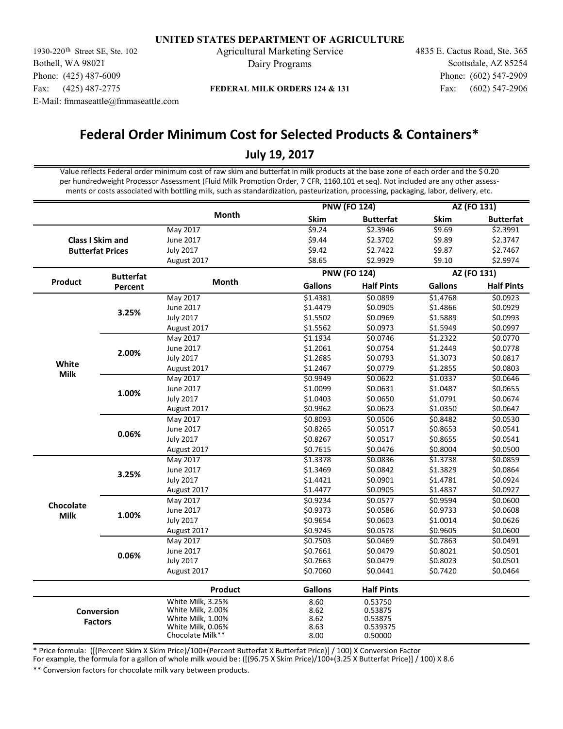**UNITED STATES DEPARTMENT OF AGRICULTURE**

1930-220th Street SE, Ste. 102
Bothell, WA 98021
Phone: (425) 487-6009
Fax: (425) 487-2775
E-Mail: fmmaseattle@fmmaseattle.com

Agricultural Marketing Service
Dairy Programs

**FEDERAL MILK ORDERS 124 & 131**

4835 E. Cactus Road, Ste. 365
Scottsdale, AZ 85254
Phone: (602) 547-2909
Fax: (602) 547-2906

# Federal Order Minimum Cost for Selected Products & Containers*

## July 19, 2017

Value reflects Federal order minimum cost of raw skim and butterfat in milk products at the base zone of each order and the $0.20 per hundredweight Processor Assessment (Fluid Milk Promotion Order, 7 CFR, 1160.101 et seq). Not included are any other assessments or costs associated with bottling milk, such as standardization, pasteurization, processing, packaging, labor, delivery, etc.

| | Month | PNW (FO 124) | | AZ (FO 131) | |
|---|---|---|---|---|---|
| | | **Skim** | **Butterfat** | **Skim** | **Butterfat** |
| **Class I Skim and Butterfat Prices** | May 2017 | $9.24 | $2.3946 | $9.69 | $2.3991 |
| | June 2017 | $9.44 | $2.3702 | $9.89 | $2.3747 |
| | July 2017 | $9.42 | $2.7422 | $9.87 | $2.7467 |
| | August 2017 | $8.65 | $2.9929 | $9.10 | $2.9974 |

| Product | Butterfat Percent | Month | PNW (FO 124) | | AZ (FO 131) | |
|---|---|---|---|---|---|---|
| | | | **Gallons** | **Half Pints** | **Gallons** | **Half Pints** |
| **White Milk** | **3.25%** | May 2017 | $1.4381 | $0.0899 | $1.4768 | $0.0923 |
| | | June 2017 | $1.4479 | $0.0905 | $1.4866 | $0.0929 |
| | | July 2017 | $1.5502 | $0.0969 | $1.5889 | $0.0993 |
| | | August 2017 | $1.5562 | $0.0973 | $1.5949 | $0.0997 |
| | **2.00%** | May 2017 | $1.1934 | $0.0746 | $1.2322 | $0.0770 |
| | | June 2017 | $1.2061 | $0.0754 | $1.2449 | $0.0778 |
| | | July 2017 | $1.2685 | $0.0793 | $1.3073 | $0.0817 |
| | | August 2017 | $1.2467 | $0.0779 | $1.2855 | $0.0803 |
| | **1.00%** | May 2017 | $0.9949 | $0.0622 | $1.0337 | $0.0646 |
| | | June 2017 | $1.0099 | $0.0631 | $1.0487 | $0.0655 |
| | | July 2017 | $1.0403 | $0.0650 | $1.0791 | $0.0674 |
| | | August 2017 | $0.9962 | $0.0623 | $1.0350 | $0.0647 |
| | **0.06%** | May 2017 | $0.8093 | $0.0506 | $0.8482 | $0.0530 |
| | | June 2017 | $0.8265 | $0.0517 | $0.8653 | $0.0541 |
| | | July 2017 | $0.8267 | $0.0517 | $0.8655 | $0.0541 |
| | | August 2017 | $0.7615 | $0.0476 | $0.8004 | $0.0500 |
| **Chocolate Milk** | **3.25%** | May 2017 | $1.3378 | $0.0836 | $1.3738 | $0.0859 |
| | | June 2017 | $1.3469 | $0.0842 | $1.3829 | $0.0864 |
| | | July 2017 | $1.4421 | $0.0901 | $1.4781 | $0.0924 |
| | | August 2017 | $1.4477 | $0.0905 | $1.4837 | $0.0927 |
| | **1.00%** | May 2017 | $0.9234 | $0.0577 | $0.9594 | $0.0600 |
| | | June 2017 | $0.9373 | $0.0586 | $0.9733 | $0.0608 |
| | | July 2017 | $0.9654 | $0.0603 | $1.0014 | $0.0626 |
| | | August 2017 | $0.9245 | $0.0578 | $0.9605 | $0.0600 |
| | **0.06%** | May 2017 | $0.7503 | $0.0469 | $0.7863 | $0.0491 |
| | | June 2017 | $0.7661 | $0.0479 | $0.8021 | $0.0501 |
| | | July 2017 | $0.7663 | $0.0479 | $0.8023 | $0.0501 |
| | | August 2017 | $0.7060 | $0.0441 | $0.7420 | $0.0464 |

| | Product | Gallons | Half Pints |
|---|---|---|---|
| **Conversion Factors** | White Milk, 3.25% | 8.60 | 0.53750 |
| | White Milk, 2.00% | 8.62 | 0.53875 |
| | White Milk, 1.00% | 8.62 | 0.53875 |
| | White Milk, 0.06% | 8.63 | 0.539375 |
| | Chocolate Milk** | 8.00 | 0.50000 |

* Price formula: ([(Percent Skim X Skim Price)/100+(Percent Butterfat X Butterfat Price)] / 100) X Conversion Factor
For example, the formula for a gallon of whole milk would be: ([(96.75 X Skim Price)/100+(3.25 X Butterfat Price)] / 100) X 8.6

** Conversion factors for chocolate milk vary between products.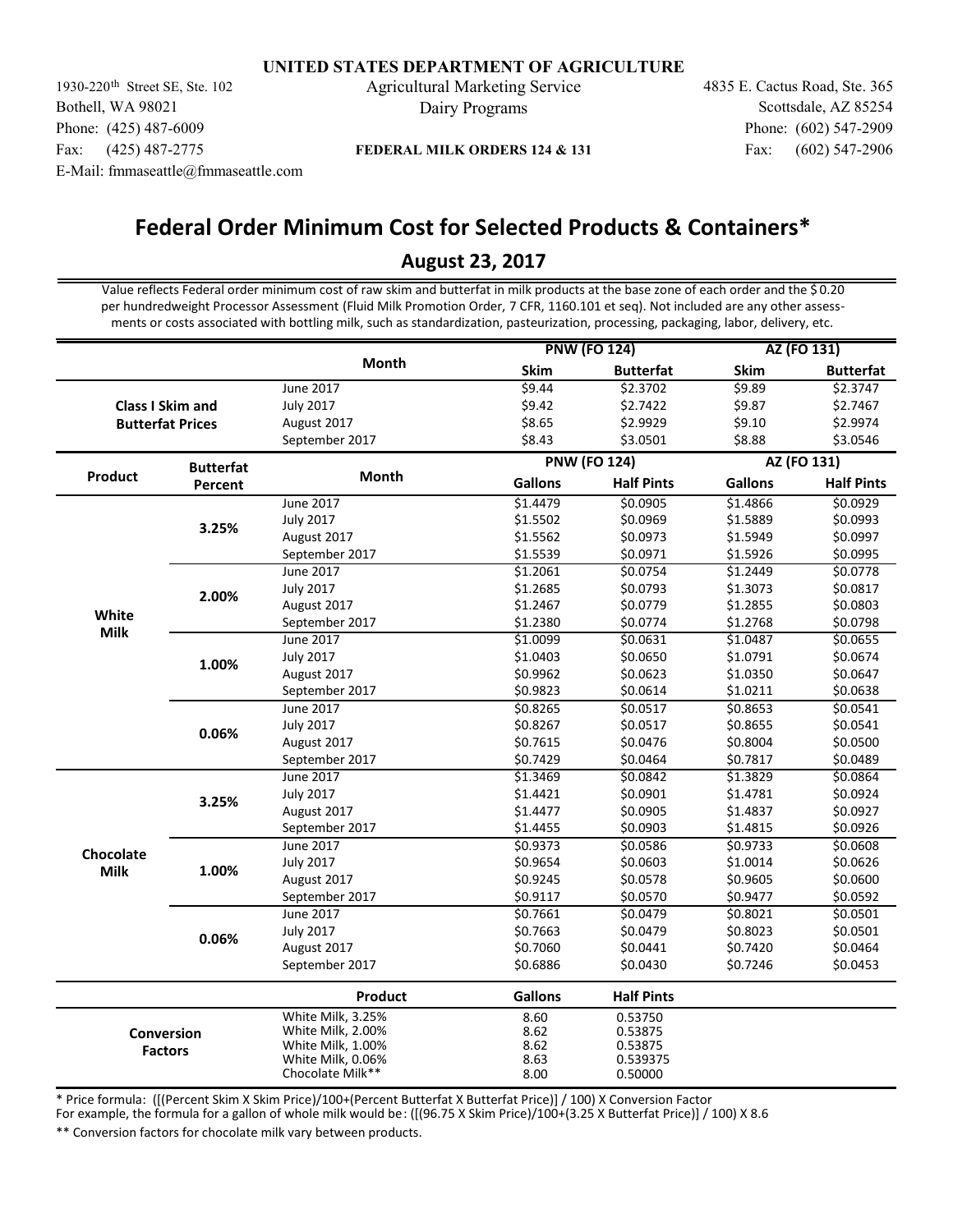**UNITED STATES DEPARTMENT OF AGRICULTURE**

Agricultural Marketing Service
Dairy Programs

**FEDERAL MILK ORDERS 124 & 131**

1930-220th Street SE, Ste. 102
Bothell, WA 98021
Phone: (425) 487-6009
Fax: (425) 487-2775
E-Mail: fmmaseattle@fmmaseattle.com

4835 E. Cactus Road, Ste. 365
Scottsdale, AZ 85254
Phone: (602) 547-2909
Fax: (602) 547-2906

# Federal Order Minimum Cost for Selected Products & Containers*

## August 23, 2017

Value reflects Federal order minimum cost of raw skim and butterfat in milk products at the base zone of each order and the $0.20 per hundredweight Processor Assessment (Fluid Milk Promotion Order, 7 CFR, 1160.101 et seq). Not included are any other assessments or costs associated with bottling milk, such as standardization, pasteurization, processing, packaging, labor, delivery, etc.

| | Month | PNW (FO 124) | | AZ (FO 131) | |
|---|---|---|---|---|---|
| | | **Skim** | **Butterfat** | **Skim** | **Butterfat** |
| **Class I Skim and Butterfat Prices** | June 2017 | $9.44 | $2.3702 | $9.89 | $2.3747 |
| | July 2017 | $9.42 | $2.7422 | $9.87 | $2.7467 |
| | August 2017 | $8.65 | $2.9929 | $9.10 | $2.9974 |
| | September 2017 | $8.43 | $3.0501 | $8.88 | $3.0546 |

| Product | Butterfat Percent | Month | PNW (FO 124) | | AZ (FO 131) | |
|---|---|---|---|---|---|---|
| | | | **Gallons** | **Half Pints** | **Gallons** | **Half Pints** |
| **White Milk** | **3.25%** | June 2017 | $1.4479 | $0.0905 | $1.4866 | $0.0929 |
| | | July 2017 | $1.5502 | $0.0969 | $1.5889 | $0.0993 |
| | | August 2017 | $1.5562 | $0.0973 | $1.5949 | $0.0997 |
| | | September 2017 | $1.5539 | $0.0971 | $1.5926 | $0.0995 |
| | **2.00%** | June 2017 | $1.2061 | $0.0754 | $1.2449 | $0.0778 |
| | | July 2017 | $1.2685 | $0.0793 | $1.3073 | $0.0817 |
| | | August 2017 | $1.2467 | $0.0779 | $1.2855 | $0.0803 |
| | | September 2017 | $1.2380 | $0.0774 | $1.2768 | $0.0798 |
| | **1.00%** | June 2017 | $1.0099 | $0.0631 | $1.0487 | $0.0655 |
| | | July 2017 | $1.0403 | $0.0650 | $1.0791 | $0.0674 |
| | | August 2017 | $0.9962 | $0.0623 | $1.0350 | $0.0647 |
| | | September 2017 | $0.9823 | $0.0614 | $1.0211 | $0.0638 |
| | **0.06%** | June 2017 | $0.8265 | $0.0517 | $0.8653 | $0.0541 |
| | | July 2017 | $0.8267 | $0.0517 | $0.8655 | $0.0541 |
| | | August 2017 | $0.7615 | $0.0476 | $0.8004 | $0.0500 |
| | | September 2017 | $0.7429 | $0.0464 | $0.7817 | $0.0489 |
| **Chocolate Milk** | **3.25%** | June 2017 | $1.3469 | $0.0842 | $1.3829 | $0.0864 |
| | | July 2017 | $1.4421 | $0.0901 | $1.4781 | $0.0924 |
| | | August 2017 | $1.4477 | $0.0905 | $1.4837 | $0.0927 |
| | | September 2017 | $1.4455 | $0.0903 | $1.4815 | $0.0926 |
| | **1.00%** | June 2017 | $0.9373 | $0.0586 | $0.9733 | $0.0608 |
| | | July 2017 | $0.9654 | $0.0603 | $1.0014 | $0.0626 |
| | | August 2017 | $0.9245 | $0.0578 | $0.9605 | $0.0600 |
| | | September 2017 | $0.9117 | $0.0570 | $0.9477 | $0.0592 |
| | **0.06%** | June 2017 | $0.7661 | $0.0479 | $0.8021 | $0.0501 |
| | | July 2017 | $0.7663 | $0.0479 | $0.8023 | $0.0501 |
| | | August 2017 | $0.7060 | $0.0441 | $0.7420 | $0.0464 |
| | | September 2017 | $0.6886 | $0.0430 | $0.7246 | $0.0453 |

| | Product | Gallons | Half Pints |
|---|---|---|---|
| **Conversion Factors** | White Milk, 3.25% | 8.60 | 0.53750 |
| | White Milk, 2.00% | 8.62 | 0.53875 |
| | White Milk, 1.00% | 8.62 | 0.53875 |
| | White Milk, 0.06% | 8.63 | 0.539375 |
| | Chocolate Milk** | 8.00 | 0.50000 |

\* Price formula: ([(Percent Skim X Skim Price)/100+(Percent Butterfat X Butterfat Price)] / 100) X Conversion Factor
For example, the formula for a gallon of whole milk would be: ([(96.75 X Skim Price)/100+(3.25 X Butterfat Price)] / 100) X 8.6

** Conversion factors for chocolate milk vary between products.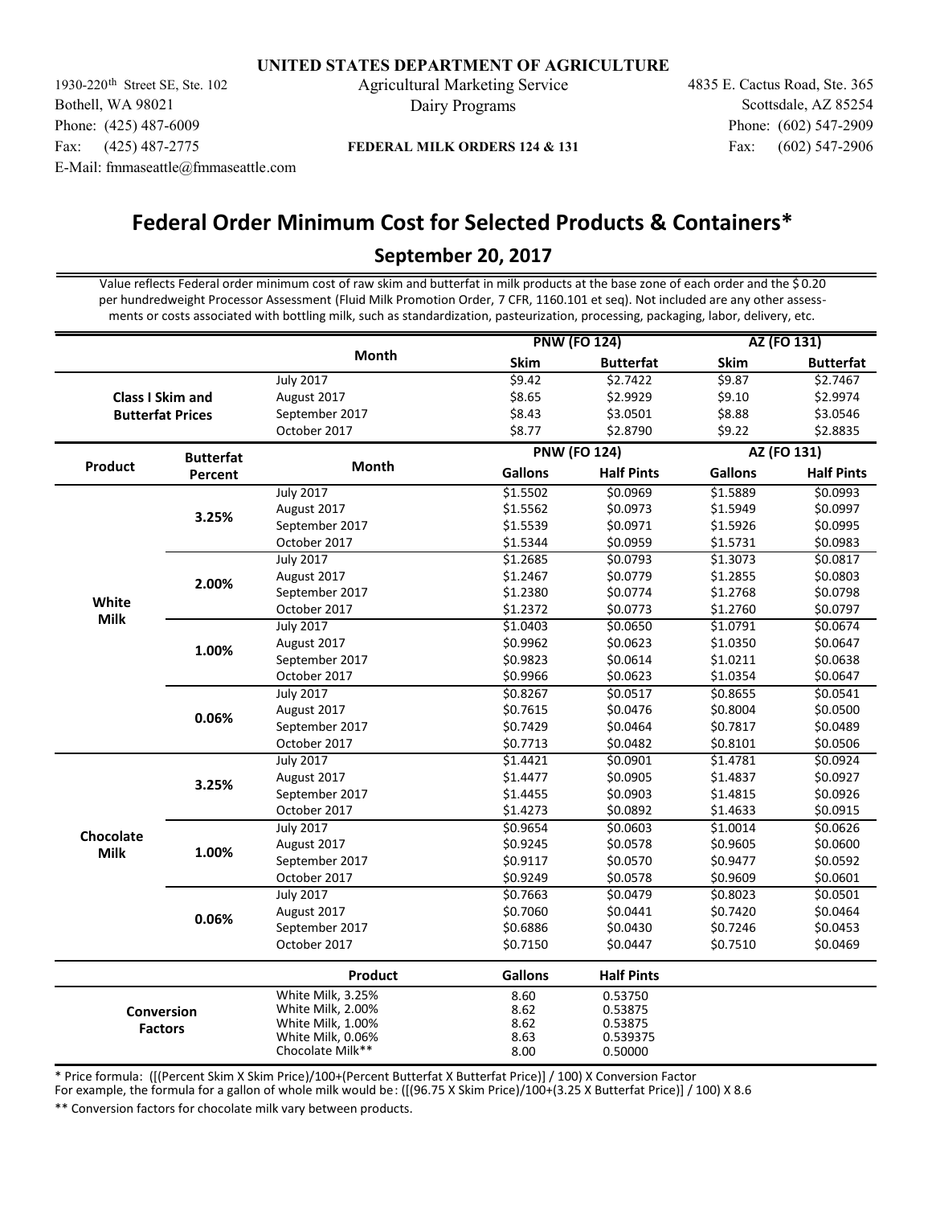**UNITED STATES DEPARTMENT OF AGRICULTURE**

Agricultural Marketing Service
Dairy Programs

1930-220th Street SE, Ste. 102
Bothell, WA 98021
Phone: (425) 487-6009
Fax: (425) 487-2775
E-Mail: fmmaseattle@fmmaseattle.com

**FEDERAL MILK ORDERS 124 & 131**

4835 E. Cactus Road, Ste. 365
Scottsdale, AZ 85254
Phone: (602) 547-2909
Fax: (602) 547-2906

# Federal Order Minimum Cost for Selected Products & Containers*

## September 20, 2017

Value reflects Federal order minimum cost of raw skim and butterfat in milk products at the base zone of each order and the $0.20 per hundredweight Processor Assessment (Fluid Milk Promotion Order, 7 CFR, 1160.101 et seq). Not included are any other assessments or costs associated with bottling milk, such as standardization, pasteurization, processing, packaging, labor, delivery, etc.

| | Month | PNW (FO 124) | | AZ (FO 131) | |
|---|---|---|---|---|---|
| | | Skim | Butterfat | Skim | Butterfat |
| Class I Skim and Butterfat Prices | July 2017 | $9.42 | $2.7422 | $9.87 | $2.7467 |
| | August 2017 | $8.65 | $2.9929 | $9.10 | $2.9974 |
| | September 2017 | $8.43 | $3.0501 | $8.88 | $3.0546 |
| | October 2017 | $8.77 | $2.8790 | $9.22 | $2.8835 |

| Product | Butterfat Percent | Month | PNW (FO 124) | | AZ (FO 131) | |
|---|---|---|---|---|---|---|
| | | | Gallons | Half Pints | Gallons | Half Pints |
| White Milk | 3.25% | July 2017 | $1.5502 | $0.0969 | $1.5889 | $0.0993 |
| | | August 2017 | $1.5562 | $0.0973 | $1.5949 | $0.0997 |
| | | September 2017 | $1.5539 | $0.0971 | $1.5926 | $0.0995 |
| | | October 2017 | $1.5344 | $0.0959 | $1.5731 | $0.0983 |
| | 2.00% | July 2017 | $1.2685 | $0.0793 | $1.3073 | $0.0817 |
| | | August 2017 | $1.2467 | $0.0779 | $1.2855 | $0.0803 |
| | | September 2017 | $1.2380 | $0.0774 | $1.2768 | $0.0798 |
| | | October 2017 | $1.2372 | $0.0773 | $1.2760 | $0.0797 |
| | 1.00% | July 2017 | $1.0403 | $0.0650 | $1.0791 | $0.0674 |
| | | August 2017 | $0.9962 | $0.0623 | $1.0350 | $0.0647 |
| | | September 2017 | $0.9823 | $0.0614 | $1.0211 | $0.0638 |
| | | October 2017 | $0.9966 | $0.0623 | $1.0354 | $0.0647 |
| | 0.06% | July 2017 | $0.8267 | $0.0517 | $0.8655 | $0.0541 |
| | | August 2017 | $0.7615 | $0.0476 | $0.8004 | $0.0500 |
| | | September 2017 | $0.7429 | $0.0464 | $0.7817 | $0.0489 |
| | | October 2017 | $0.7713 | $0.0482 | $0.8101 | $0.0506 |
| Chocolate Milk | 3.25% | July 2017 | $1.4421 | $0.0901 | $1.4781 | $0.0924 |
| | | August 2017 | $1.4477 | $0.0905 | $1.4837 | $0.0927 |
| | | September 2017 | $1.4455 | $0.0903 | $1.4815 | $0.0926 |
| | | October 2017 | $1.4273 | $0.0892 | $1.4633 | $0.0915 |
| | 1.00% | July 2017 | $0.9654 | $0.0603 | $1.0014 | $0.0626 |
| | | August 2017 | $0.9245 | $0.0578 | $0.9605 | $0.0600 |
| | | September 2017 | $0.9117 | $0.0570 | $0.9477 | $0.0592 |
| | | October 2017 | $0.9249 | $0.0578 | $0.9609 | $0.0601 |
| | 0.06% | July 2017 | $0.7663 | $0.0479 | $0.8023 | $0.0501 |
| | | August 2017 | $0.7060 | $0.0441 | $0.7420 | $0.0464 |
| | | September 2017 | $0.6886 | $0.0430 | $0.7246 | $0.0453 |
| | | October 2017 | $0.7150 | $0.0447 | $0.7510 | $0.0469 |

| | Product | Gallons | Half Pints |
|---|---|---|---|
| Conversion Factors | White Milk, 3.25% | 8.60 | 0.53750 |
| | White Milk, 2.00% | 8.62 | 0.53875 |
| | White Milk, 1.00% | 8.62 | 0.53875 |
| | White Milk, 0.06% | 8.63 | 0.539375 |
| | Chocolate Milk** | 8.00 | 0.50000 |

* Price formula: ([(Percent Skim X Skim Price)/100+(Percent Butterfat X Butterfat Price)] / 100) X Conversion Factor
For example, the formula for a gallon of whole milk would be: ([(96.75 X Skim Price)/100+(3.25 X Butterfat Price)] / 100) X 8.6

** Conversion factors for chocolate milk vary between products.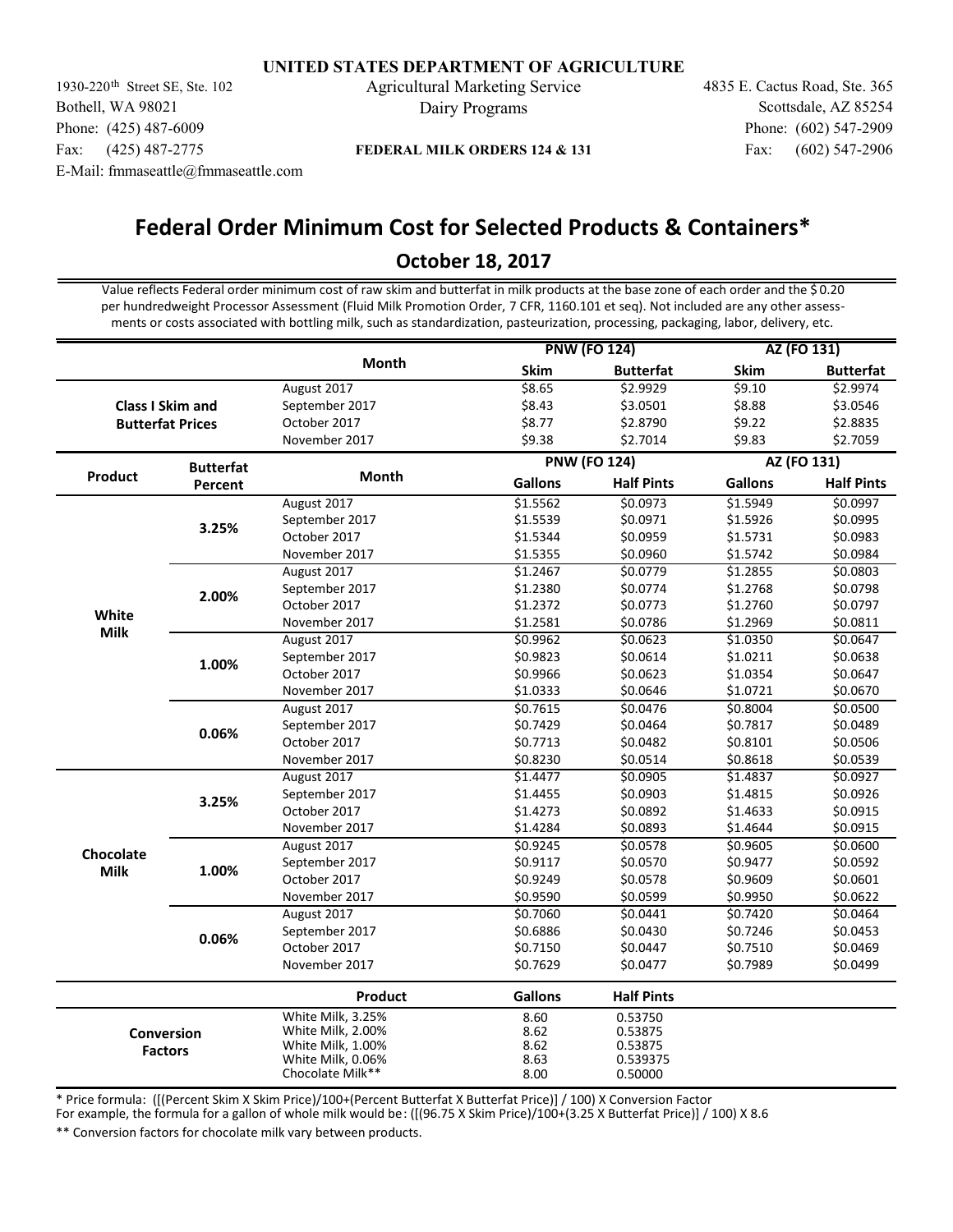**UNITED STATES DEPARTMENT OF AGRICULTURE**

1930-220th Street SE, Ste. 102
Bothell, WA 98021
Phone: (425) 487-6009
Fax: (425) 487-2775
E-Mail: fmmaseattle@fmmaseattle.com

Agricultural Marketing Service
Dairy Programs

**FEDERAL MILK ORDERS 124 & 131**

4835 E. Cactus Road, Ste. 365
Scottsdale, AZ 85254
Phone: (602) 547-2909
Fax: (602) 547-2906

# Federal Order Minimum Cost for Selected Products & Containers*

## October 18, 2017

Value reflects Federal order minimum cost of raw skim and butterfat in milk products at the base zone of each order and the $0.20 per hundredweight Processor Assessment (Fluid Milk Promotion Order, 7 CFR, 1160.101 et seq). Not included are any other assessments or costs associated with bottling milk, such as standardization, pasteurization, processing, packaging, labor, delivery, etc.

| | Month | PNW (FO 124) | | AZ (FO 131) | |
|---|---|---|---|---|---|
| | | **Skim** | **Butterfat** | **Skim** | **Butterfat** |
| **Class I Skim and Butterfat Prices** | August 2017 | $8.65 | $2.9929 | $9.10 | $2.9974 |
| | September 2017 | $8.43 | $3.0501 | $8.88 | $3.0546 |
| | October 2017 | $8.77 | $2.8790 | $9.22 | $2.8835 |
| | November 2017 | $9.38 | $2.7014 | $9.83 | $2.7059 |

| Product | Butterfat Percent | Month | PNW (FO 124) | | AZ (FO 131) | |
|---|---|---|---|---|---|---|
| | | | **Gallons** | **Half Pints** | **Gallons** | **Half Pints** |
| **White Milk** | 3.25% | August 2017 | $1.5562 | $0.0973 | $1.5949 | $0.0997 |
| | | September 2017 | $1.5539 | $0.0971 | $1.5926 | $0.0995 |
| | | October 2017 | $1.5344 | $0.0959 | $1.5731 | $0.0983 |
| | | November 2017 | $1.5355 | $0.0960 | $1.5742 | $0.0984 |
| | 2.00% | August 2017 | $1.2467 | $0.0779 | $1.2855 | $0.0803 |
| | | September 2017 | $1.2380 | $0.0774 | $1.2768 | $0.0798 |
| | | October 2017 | $1.2372 | $0.0773 | $1.2760 | $0.0797 |
| | | November 2017 | $1.2581 | $0.0786 | $1.2969 | $0.0811 |
| | 1.00% | August 2017 | $0.9962 | $0.0623 | $1.0350 | $0.0647 |
| | | September 2017 | $0.9823 | $0.0614 | $1.0211 | $0.0638 |
| | | October 2017 | $0.9966 | $0.0623 | $1.0354 | $0.0647 |
| | | November 2017 | $1.0333 | $0.0646 | $1.0721 | $0.0670 |
| | 0.06% | August 2017 | $0.7615 | $0.0476 | $0.8004 | $0.0500 |
| | | September 2017 | $0.7429 | $0.0464 | $0.7817 | $0.0489 |
| | | October 2017 | $0.7713 | $0.0482 | $0.8101 | $0.0506 |
| | | November 2017 | $0.8230 | $0.0514 | $0.8618 | $0.0539 |
| **Chocolate Milk** | 3.25% | August 2017 | $1.4477 | $0.0905 | $1.4837 | $0.0927 |
| | | September 2017 | $1.4455 | $0.0903 | $1.4815 | $0.0926 |
| | | October 2017 | $1.4273 | $0.0892 | $1.4633 | $0.0915 |
| | | November 2017 | $1.4284 | $0.0893 | $1.4644 | $0.0915 |
| | 1.00% | August 2017 | $0.9245 | $0.0578 | $0.9605 | $0.0600 |
| | | September 2017 | $0.9117 | $0.0570 | $0.9477 | $0.0592 |
| | | October 2017 | $0.9249 | $0.0578 | $0.9609 | $0.0601 |
| | | November 2017 | $0.9590 | $0.0599 | $0.9950 | $0.0622 |
| | 0.06% | August 2017 | $0.7060 | $0.0441 | $0.7420 | $0.0464 |
| | | September 2017 | $0.6886 | $0.0430 | $0.7246 | $0.0453 |
| | | October 2017 | $0.7150 | $0.0447 | $0.7510 | $0.0469 |
| | | November 2017 | $0.7629 | $0.0477 | $0.7989 | $0.0499 |

| | Product | Gallons | Half Pints |
|---|---|---|---|
| **Conversion Factors** | White Milk, 3.25% | 8.60 | 0.53750 |
| | White Milk, 2.00% | 8.62 | 0.53875 |
| | White Milk, 1.00% | 8.62 | 0.53875 |
| | White Milk, 0.06% | 8.63 | 0.539375 |
| | Chocolate Milk** | 8.00 | 0.50000 |

* Price formula: ([(Percent Skim X Skim Price)/100+(Percent Butterfat X Butterfat Price)] / 100) X Conversion Factor
For example, the formula for a gallon of whole milk would be: ([(96.75 X Skim Price)/100+(3.25 X Butterfat Price)] / 100) X 8.6

** Conversion factors for chocolate milk vary between products.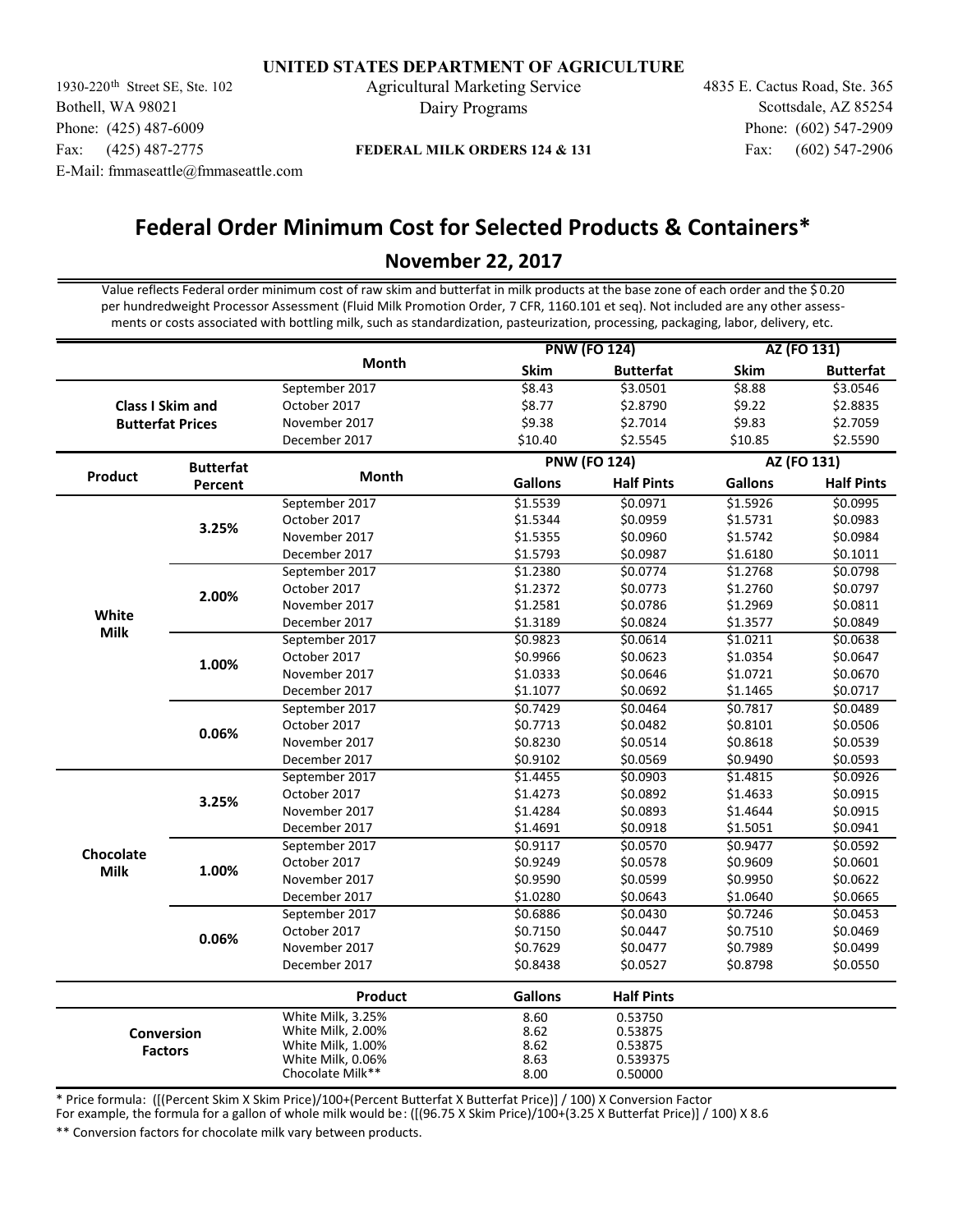**UNITED STATES DEPARTMENT OF AGRICULTURE**

1930-220th Street SE, Ste. 102
Bothell, WA 98021
Phone: (425) 487-6009
Fax: (425) 487-2775
E-Mail: fmmaseattle@fmmaseattle.com

Agricultural Marketing Service
Dairy Programs

**FEDERAL MILK ORDERS 124 & 131**

4835 E. Cactus Road, Ste. 365
Scottsdale, AZ 85254
Phone: (602) 547-2909
Fax: (602) 547-2906

# Federal Order Minimum Cost for Selected Products & Containers*

## November 22, 2017

Value reflects Federal order minimum cost of raw skim and butterfat in milk products at the base zone of each order and the $0.20 per hundredweight Processor Assessment (Fluid Milk Promotion Order, 7 CFR, 1160.101 et seq). Not included are any other assessments or costs associated with bottling milk, such as standardization, pasteurization, processing, packaging, labor, delivery, etc.

| | | Month | PNW (FO 124) | | AZ (FO 131) | |
|---|---|---|---|---|---|---|
| | | | **Skim** | **Butterfat** | **Skim** | **Butterfat** |
| **Class I Skim and Butterfat Prices** | | September 2017 | $8.43 | $3.0501 | $8.88 | $3.0546 |
| | | October 2017 | $8.77 | $2.8790 | $9.22 | $2.8835 |
| | | November 2017 | $9.38 | $2.7014 | $9.83 | $2.7059 |
| | | December 2017 | $10.40 | $2.5545 | $10.85 | $2.5590 |
| **Product** | **Butterfat Percent** | **Month** | **PNW (FO 124)** | | **AZ (FO 131)** | |
| | | | **Gallons** | **Half Pints** | **Gallons** | **Half Pints** |
| **White Milk** | 3.25% | September 2017 | $1.5539 | $0.0971 | $1.5926 | $0.0995 |
| | | October 2017 | $1.5344 | $0.0959 | $1.5731 | $0.0983 |
| | | November 2017 | $1.5355 | $0.0960 | $1.5742 | $0.0984 |
| | | December 2017 | $1.5793 | $0.0987 | $1.6180 | $0.1011 |
| | 2.00% | September 2017 | $1.2380 | $0.0774 | $1.2768 | $0.0798 |
| | | October 2017 | $1.2372 | $0.0773 | $1.2760 | $0.0797 |
| | | November 2017 | $1.2581 | $0.0786 | $1.2969 | $0.0811 |
| | | December 2017 | $1.3189 | $0.0824 | $1.3577 | $0.0849 |
| | 1.00% | September 2017 | $0.9823 | $0.0614 | $1.0211 | $0.0638 |
| | | October 2017 | $0.9966 | $0.0623 | $1.0354 | $0.0647 |
| | | November 2017 | $1.0333 | $0.0646 | $1.0721 | $0.0670 |
| | | December 2017 | $1.1077 | $0.0692 | $1.1465 | $0.0717 |
| | 0.06% | September 2017 | $0.7429 | $0.0464 | $0.7817 | $0.0489 |
| | | October 2017 | $0.7713 | $0.0482 | $0.8101 | $0.0506 |
| | | November 2017 | $0.8230 | $0.0514 | $0.8618 | $0.0539 |
| | | December 2017 | $0.9102 | $0.0569 | $0.9490 | $0.0593 |
| **Chocolate Milk** | 3.25% | September 2017 | $1.4455 | $0.0903 | $1.4815 | $0.0926 |
| | | October 2017 | $1.4273 | $0.0892 | $1.4633 | $0.0915 |
| | | November 2017 | $1.4284 | $0.0893 | $1.4644 | $0.0915 |
| | | December 2017 | $1.4691 | $0.0918 | $1.5051 | $0.0941 |
| | 1.00% | September 2017 | $0.9117 | $0.0570 | $0.9477 | $0.0592 |
| | | October 2017 | $0.9249 | $0.0578 | $0.9609 | $0.0601 |
| | | November 2017 | $0.9590 | $0.0599 | $0.9950 | $0.0622 |
| | | December 2017 | $1.0280 | $0.0643 | $1.0640 | $0.0665 |
| | 0.06% | September 2017 | $0.6886 | $0.0430 | $0.7246 | $0.0453 |
| | | October 2017 | $0.7150 | $0.0447 | $0.7510 | $0.0469 |
| | | November 2017 | $0.7629 | $0.0477 | $0.7989 | $0.0499 |
| | | December 2017 | $0.8438 | $0.0527 | $0.8798 | $0.0550 |
| | | **Product** | **Gallons** | **Half Pints** | | |
| **Conversion Factors** | | White Milk, 3.25% | 8.60 | 0.53750 | | |
| | | White Milk, 2.00% | 8.62 | 0.53875 | | |
| | | White Milk, 1.00% | 8.62 | 0.53875 | | |
| | | White Milk, 0.06% | 8.63 | 0.539375 | | |
| | | Chocolate Milk** | 8.00 | 0.50000 | | |

\* Price formula: ([(Percent Skim X Skim Price)/100+(Percent Butterfat X Butterfat Price)] / 100) X Conversion Factor
For example, the formula for a gallon of whole milk would be: ([(96.75 X Skim Price)/100+(3.25 X Butterfat Price)] / 100) X 8.6

** Conversion factors for chocolate milk vary between products.